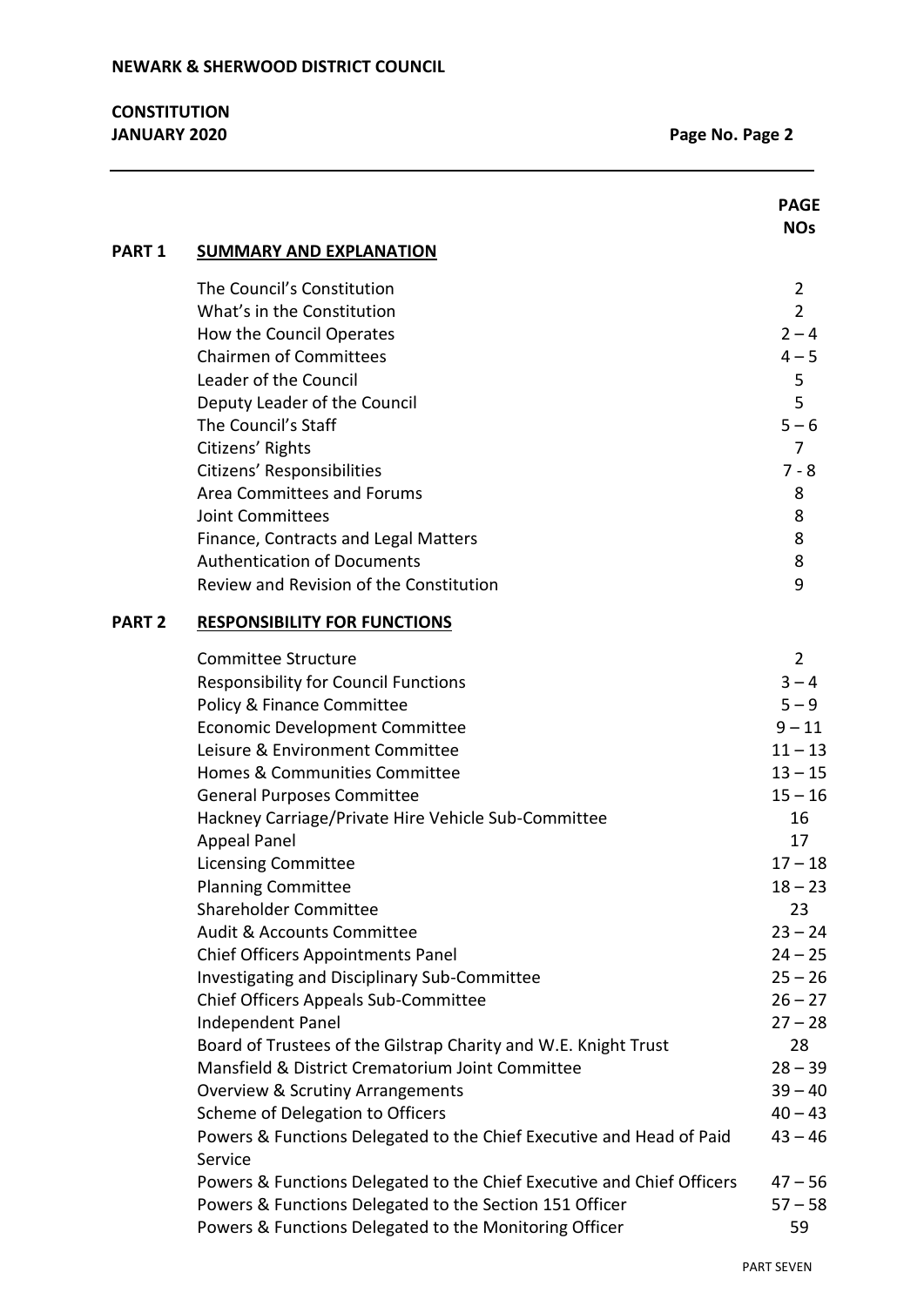# NEWARK & SHERWOOD DISTRICT COUNCIL

**CONSTITUTION**
**JANUARY 2020**

| | | PAGE NOs |
|---|---|---|
| **PART 1** | **SUMMARY AND EXPLANATION** | |
| | The Council's Constitution | 2 |
| | What's in the Constitution | 2 |
| | How the Council Operates | 2 – 4 |
| | Chairmen of Committees | 4 – 5 |
| | Leader of the Council | 5 |
| | Deputy Leader of the Council | 5 |
| | The Council's Staff | 5 – 6 |
| | Citizens' Rights | 7 |
| | Citizens' Responsibilities | 7 - 8 |
| | Area Committees and Forums | 8 |
| | Joint Committees | 8 |
| | Finance, Contracts and Legal Matters | 8 |
| | Authentication of Documents | 8 |
| | Review and Revision of the Constitution | 9 |
| **PART 2** | **RESPONSIBILITY FOR FUNCTIONS** | |
| | Committee Structure | 2 |
| | Responsibility for Council Functions | 3 – 4 |
| | Policy & Finance Committee | 5 – 9 |
| | Economic Development Committee | 9 – 11 |
| | Leisure & Environment Committee | 11 – 13 |
| | Homes & Communities Committee | 13 – 15 |
| | General Purposes Committee | 15 – 16 |
| | Hackney Carriage/Private Hire Vehicle Sub-Committee | 16 |
| | Appeal Panel | 17 |
| | Licensing Committee | 17 – 18 |
| | Planning Committee | 18 – 23 |
| | Shareholder Committee | 23 |
| | Audit & Accounts Committee | 23 – 24 |
| | Chief Officers Appointments Panel | 24 – 25 |
| | Investigating and Disciplinary Sub-Committee | 25 – 26 |
| | Chief Officers Appeals Sub-Committee | 26 – 27 |
| | Independent Panel | 27 – 28 |
| | Board of Trustees of the Gilstrap Charity and W.E. Knight Trust | 28 |
| | Mansfield & District Crematorium Joint Committee | 28 – 39 |
| | Overview & Scrutiny Arrangements | 39 – 40 |
| | Scheme of Delegation to Officers | 40 – 43 |
| | Powers & Functions Delegated to the Chief Executive and Head of Paid Service | 43 – 46 |
| | Powers & Functions Delegated to the Chief Executive and Chief Officers | 47 – 56 |
| | Powers & Functions Delegated to the Section 151 Officer | 57 – 58 |
| | Powers & Functions Delegated to the Monitoring Officer | 59 |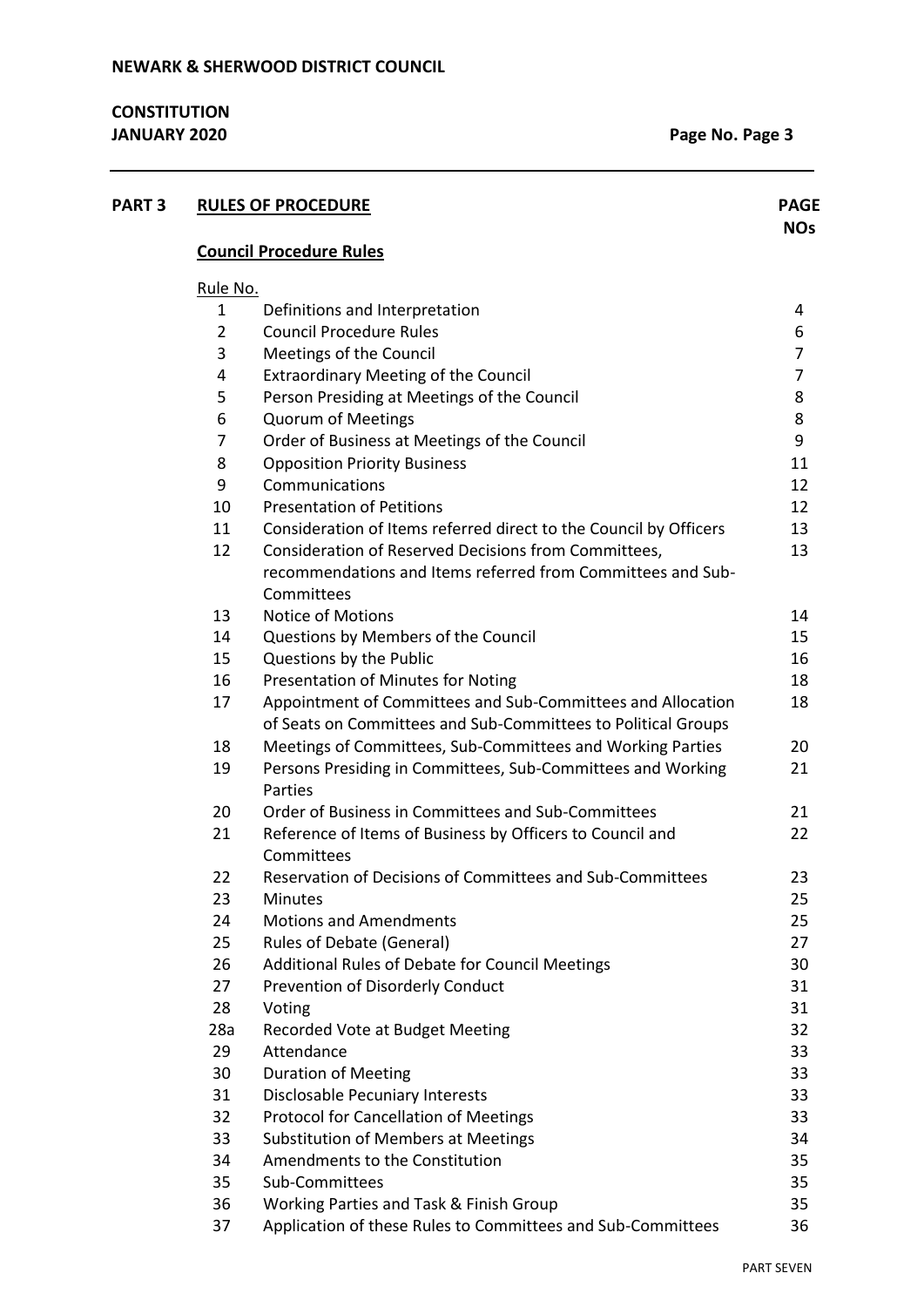| PART 3 | RULES OF PROCEDURE | | PAGE NOs |
|---|---|---|---|
| | **Council Procedure Rules** | | |
| | Rule No. | | |
| | 1 | Definitions and Interpretation | 4 |
| | 2 | Council Procedure Rules | 6 |
| | 3 | Meetings of the Council | 7 |
| | 4 | Extraordinary Meeting of the Council | 7 |
| | 5 | Person Presiding at Meetings of the Council | 8 |
| | 6 | Quorum of Meetings | 8 |
| | 7 | Order of Business at Meetings of the Council | 9 |
| | 8 | Opposition Priority Business | 11 |
| | 9 | Communications | 12 |
| | 10 | Presentation of Petitions | 12 |
| | 11 | Consideration of Items referred direct to the Council by Officers | 13 |
| | 12 | Consideration of Reserved Decisions from Committees, recommendations and Items referred from Committees and Sub-Committees | 13 |
| | 13 | Notice of Motions | 14 |
| | 14 | Questions by Members of the Council | 15 |
| | 15 | Questions by the Public | 16 |
| | 16 | Presentation of Minutes for Noting | 18 |
| | 17 | Appointment of Committees and Sub-Committees and Allocation of Seats on Committees and Sub-Committees to Political Groups | 18 |
| | 18 | Meetings of Committees, Sub-Committees and Working Parties | 20 |
| | 19 | Persons Presiding in Committees, Sub-Committees and Working Parties | 21 |
| | 20 | Order of Business in Committees and Sub-Committees | 21 |
| | 21 | Reference of Items of Business by Officers to Council and Committees | 22 |
| | 22 | Reservation of Decisions of Committees and Sub-Committees | 23 |
| | 23 | Minutes | 25 |
| | 24 | Motions and Amendments | 25 |
| | 25 | Rules of Debate (General) | 27 |
| | 26 | Additional Rules of Debate for Council Meetings | 30 |
| | 27 | Prevention of Disorderly Conduct | 31 |
| | 28 | Voting | 31 |
| | 28a | Recorded Vote at Budget Meeting | 32 |
| | 29 | Attendance | 33 |
| | 30 | Duration of Meeting | 33 |
| | 31 | Disclosable Pecuniary Interests | 33 |
| | 32 | Protocol for Cancellation of Meetings | 33 |
| | 33 | Substitution of Members at Meetings | 34 |
| | 34 | Amendments to the Constitution | 35 |
| | 35 | Sub-Committees | 35 |
| | 36 | Working Parties and Task & Finish Group | 35 |
| | 37 | Application of these Rules to Committees and Sub-Committees | 36 |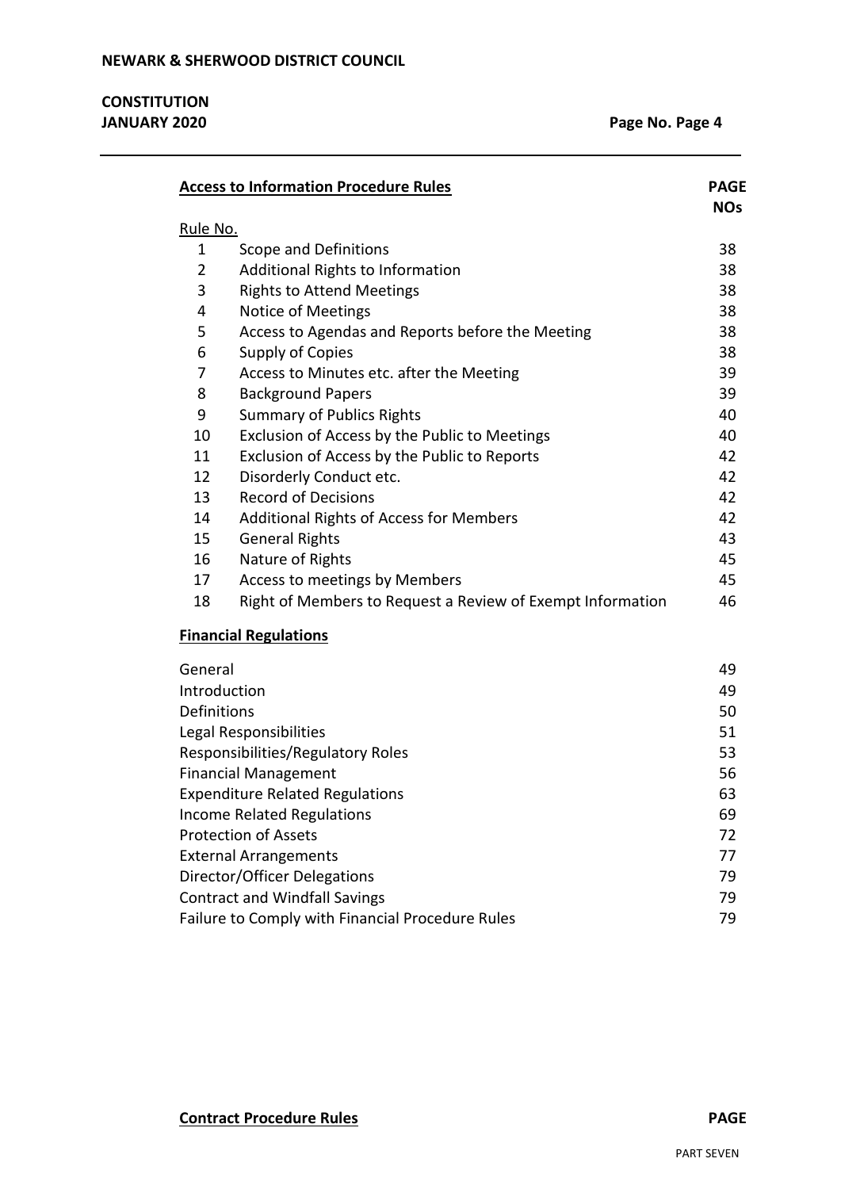| **Access to Information Procedure Rules** | | **PAGE NOs** |
|---|---|---|
| Rule No. | | |
| 1 | Scope and Definitions | 38 |
| 2 | Additional Rights to Information | 38 |
| 3 | Rights to Attend Meetings | 38 |
| 4 | Notice of Meetings | 38 |
| 5 | Access to Agendas and Reports before the Meeting | 38 |
| 6 | Supply of Copies | 38 |
| 7 | Access to Minutes etc. after the Meeting | 39 |
| 8 | Background Papers | 39 |
| 9 | Summary of Publics Rights | 40 |
| 10 | Exclusion of Access by the Public to Meetings | 40 |
| 11 | Exclusion of Access by the Public to Reports | 42 |
| 12 | Disorderly Conduct etc. | 42 |
| 13 | Record of Decisions | 42 |
| 14 | Additional Rights of Access for Members | 42 |
| 15 | General Rights | 43 |
| 16 | Nature of Rights | 45 |
| 17 | Access to meetings by Members | 45 |
| 18 | Right of Members to Request a Review of Exempt Information | 46 |

**Financial Regulations**

| | |
|---|---|
| General | 49 |
| Introduction | 49 |
| Definitions | 50 |
| Legal Responsibilities | 51 |
| Responsibilities/Regulatory Roles | 53 |
| Financial Management | 56 |
| Expenditure Related Regulations | 63 |
| Income Related Regulations | 69 |
| Protection of Assets | 72 |
| External Arrangements | 77 |
| Director/Officer Delegations | 79 |
| Contract and Windfall Savings | 79 |
| Failure to Comply with Financial Procedure Rules | 79 |

**Contract Procedure Rules** **PAGE**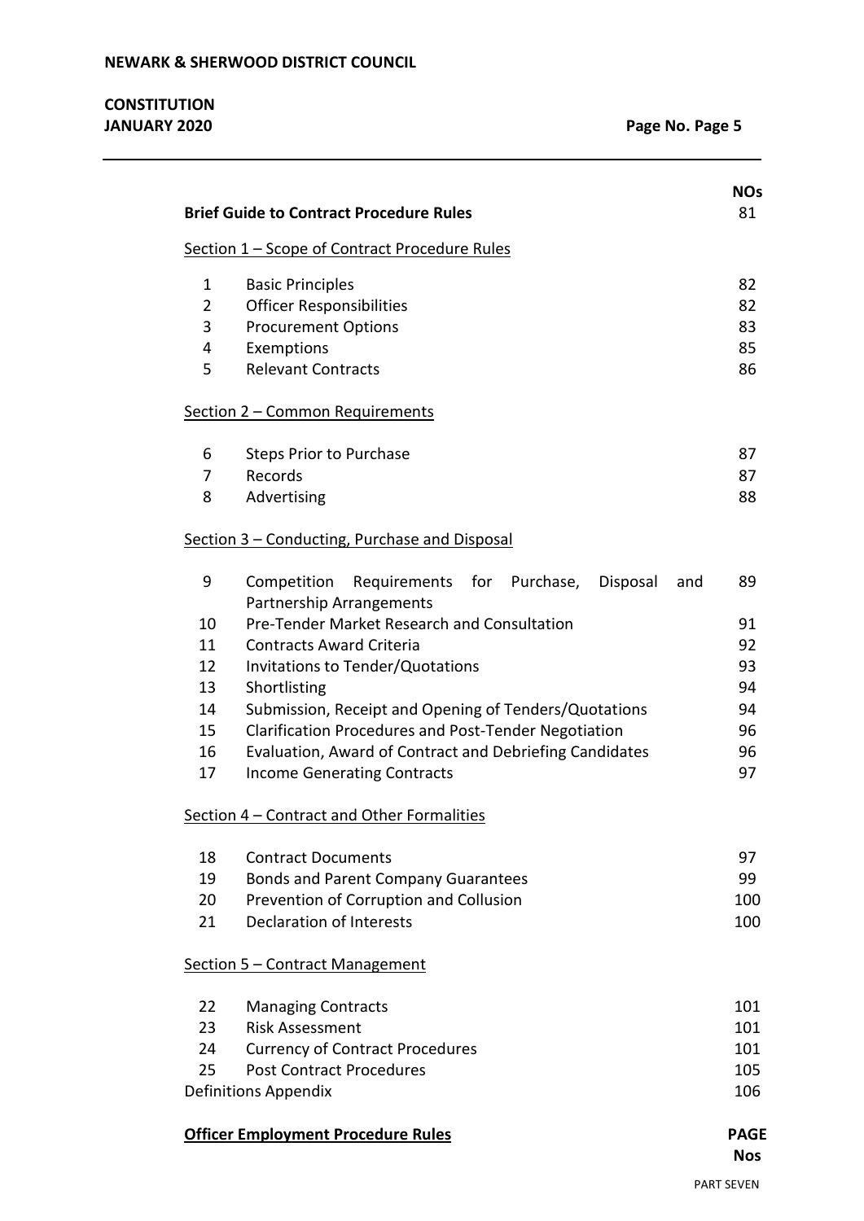| | | NOs |
|---|---|---|
| **Brief Guide to Contract Procedure Rules** | | 81 |
| Section 1 – Scope of Contract Procedure Rules | | |
| 1 | Basic Principles | 82 |
| 2 | Officer Responsibilities | 82 |
| 3 | Procurement Options | 83 |
| 4 | Exemptions | 85 |
| 5 | Relevant Contracts | 86 |
| Section 2 – Common Requirements | | |
| 6 | Steps Prior to Purchase | 87 |
| 7 | Records | 87 |
| 8 | Advertising | 88 |
| Section 3 – Conducting, Purchase and Disposal | | |
| 9 | Competition Requirements for Purchase, Disposal and Partnership Arrangements | 89 |
| 10 | Pre-Tender Market Research and Consultation | 91 |
| 11 | Contracts Award Criteria | 92 |
| 12 | Invitations to Tender/Quotations | 93 |
| 13 | Shortlisting | 94 |
| 14 | Submission, Receipt and Opening of Tenders/Quotations | 94 |
| 15 | Clarification Procedures and Post-Tender Negotiation | 96 |
| 16 | Evaluation, Award of Contract and Debriefing Candidates | 96 |
| 17 | Income Generating Contracts | 97 |
| Section 4 – Contract and Other Formalities | | |
| 18 | Contract Documents | 97 |
| 19 | Bonds and Parent Company Guarantees | 99 |
| 20 | Prevention of Corruption and Collusion | 100 |
| 21 | Declaration of Interests | 100 |
| Section 5 – Contract Management | | |
| 22 | Managing Contracts | 101 |
| 23 | Risk Assessment | 101 |
| 24 | Currency of Contract Procedures | 101 |
| 25 | Post Contract Procedures | 105 |
| Definitions Appendix | | 106 |
| **Officer Employment Procedure Rules** | | **PAGE Nos** |

PART SEVEN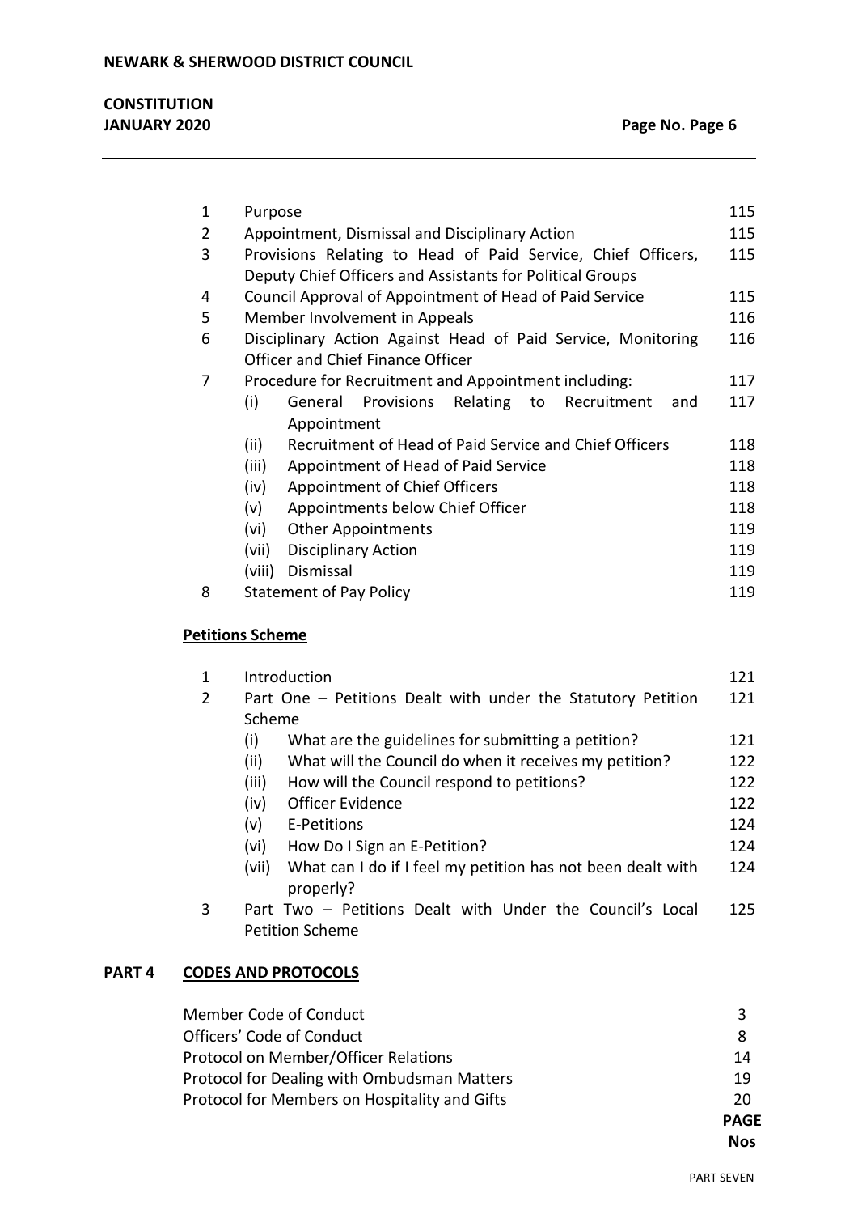| | | |
|---|---|---|
| 1 | Purpose | 115 |
| 2 | Appointment, Dismissal and Disciplinary Action | 115 |
| 3 | Provisions Relating to Head of Paid Service, Chief Officers, Deputy Chief Officers and Assistants for Political Groups | 115 |
| 4 | Council Approval of Appointment of Head of Paid Service | 115 |
| 5 | Member Involvement in Appeals | 116 |
| 6 | Disciplinary Action Against Head of Paid Service, Monitoring Officer and Chief Finance Officer | 116 |
| 7 | Procedure for Recruitment and Appointment including: | 117 |
| | (i) General Provisions Relating to Recruitment and Appointment | 117 |
| | (ii) Recruitment of Head of Paid Service and Chief Officers | 118 |
| | (iii) Appointment of Head of Paid Service | 118 |
| | (iv) Appointment of Chief Officers | 118 |
| | (v) Appointments below Chief Officer | 118 |
| | (vi) Other Appointments | 119 |
| | (vii) Disciplinary Action | 119 |
| | (viii) Dismissal | 119 |
| 8 | Statement of Pay Policy | 119 |

**Petitions Scheme**

| | | |
|---|---|---|
| 1 | Introduction | 121 |
| 2 | Part One – Petitions Dealt with under the Statutory Petition Scheme | 121 |
| | (i) What are the guidelines for submitting a petition? | 121 |
| | (ii) What will the Council do when it receives my petition? | 122 |
| | (iii) How will the Council respond to petitions? | 122 |
| | (iv) Officer Evidence | 122 |
| | (v) E-Petitions | 124 |
| | (vi) How Do I Sign an E-Petition? | 124 |
| | (vii) What can I do if I feel my petition has not been dealt with properly? | 124 |
| 3 | Part Two – Petitions Dealt with Under the Council's Local Petition Scheme | 125 |

## PART 4 CODES AND PROTOCOLS

| | |
|---|---|
| Member Code of Conduct | 3 |
| Officers' Code of Conduct | 8 |
| Protocol on Member/Officer Relations | 14 |
| Protocol for Dealing with Ombudsman Matters | 19 |
| Protocol for Members on Hospitality and Gifts | 20 |
| | **PAGE Nos** |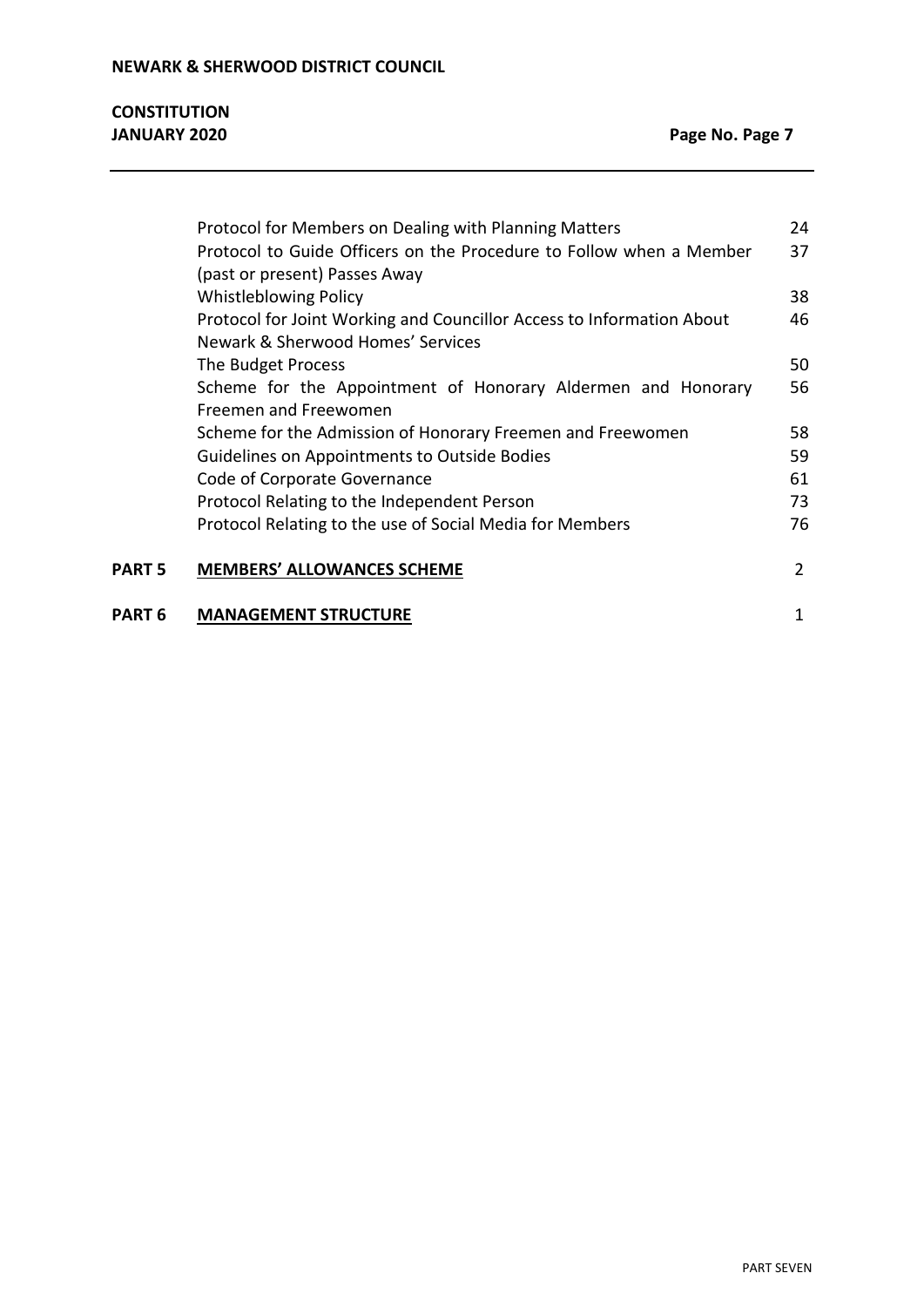| | | |
|---|---|---|
| | Protocol for Members on Dealing with Planning Matters | 24 |
| | Protocol to Guide Officers on the Procedure to Follow when a Member (past or present) Passes Away | 37 |
| | Whistleblowing Policy | 38 |
| | Protocol for Joint Working and Councillor Access to Information About Newark & Sherwood Homes' Services | 46 |
| | The Budget Process | 50 |
| | Scheme for the Appointment of Honorary Aldermen and Honorary Freemen and Freewomen | 56 |
| | Scheme for the Admission of Honorary Freemen and Freewomen | 58 |
| | Guidelines on Appointments to Outside Bodies | 59 |
| | Code of Corporate Governance | 61 |
| | Protocol Relating to the Independent Person | 73 |
| | Protocol Relating to the use of Social Media for Members | 76 |
| **PART 5** | **MEMBERS' ALLOWANCES SCHEME** | 2 |
| **PART 6** | **MANAGEMENT STRUCTURE** | 1 |